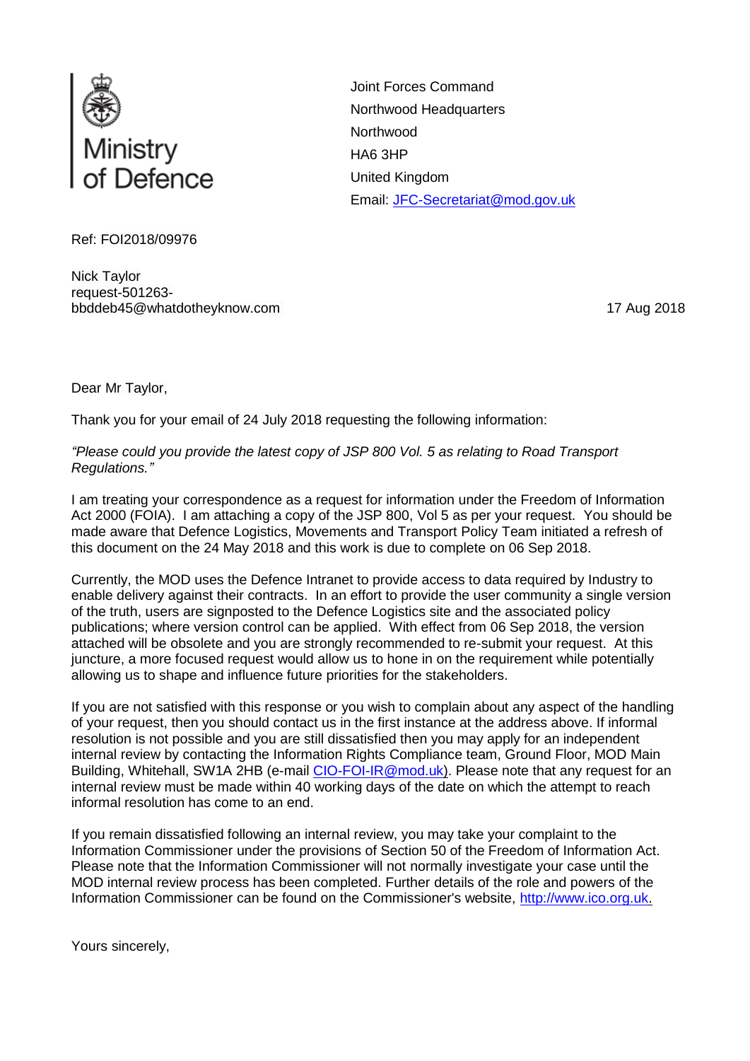Ministry of Defence

Joint Forces Command
Northwood Headquarters
Northwood
HA6 3HP
United Kingdom
Email: JFC-Secretariat@mod.gov.uk

Ref: FOI2018/09976

Nick Taylor
request-501263-
bbddeb45@whatdotheyknow.com

17 Aug 2018

Dear Mr Taylor,

Thank you for your email of 24 July 2018 requesting the following information:

*"Please could you provide the latest copy of JSP 800 Vol. 5 as relating to Road Transport Regulations."*

I am treating your correspondence as a request for information under the Freedom of Information Act 2000 (FOIA). I am attaching a copy of the JSP 800, Vol 5 as per your request. You should be made aware that Defence Logistics, Movements and Transport Policy Team initiated a refresh of this document on the 24 May 2018 and this work is due to complete on 06 Sep 2018.

Currently, the MOD uses the Defence Intranet to provide access to data required by Industry to enable delivery against their contracts. In an effort to provide the user community a single version of the truth, users are signposted to the Defence Logistics site and the associated policy publications; where version control can be applied. With effect from 06 Sep 2018, the version attached will be obsolete and you are strongly recommended to re-submit your request. At this juncture, a more focused request would allow us to hone in on the requirement while potentially allowing us to shape and influence future priorities for the stakeholders.

If you are not satisfied with this response or you wish to complain about any aspect of the handling of your request, then you should contact us in the first instance at the address above. If informal resolution is not possible and you are still dissatisfied then you may apply for an independent internal review by contacting the Information Rights Compliance team, Ground Floor, MOD Main Building, Whitehall, SW1A 2HB (e-mail CIO-FOI-IR@mod.uk). Please note that any request for an internal review must be made within 40 working days of the date on which the attempt to reach informal resolution has come to an end.

If you remain dissatisfied following an internal review, you may take your complaint to the Information Commissioner under the provisions of Section 50 of the Freedom of Information Act. Please note that the Information Commissioner will not normally investigate your case until the MOD internal review process has been completed. Further details of the role and powers of the Information Commissioner can be found on the Commissioner's website, http://www.ico.org.uk.

Yours sincerely,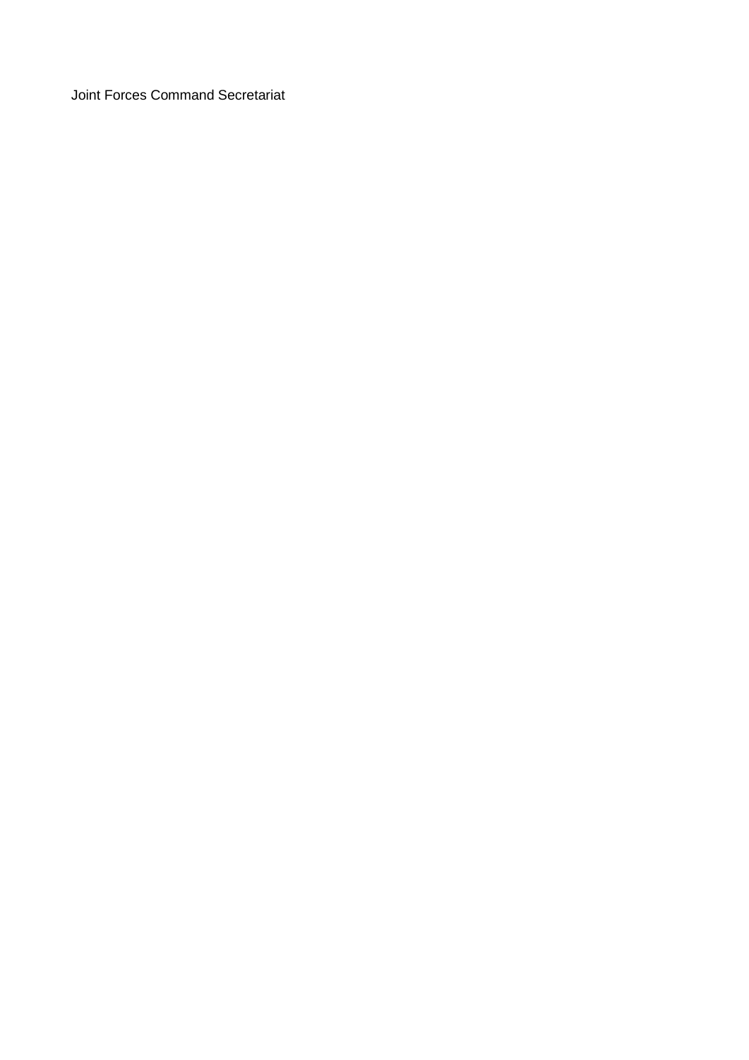Joint Forces Command Secretariat